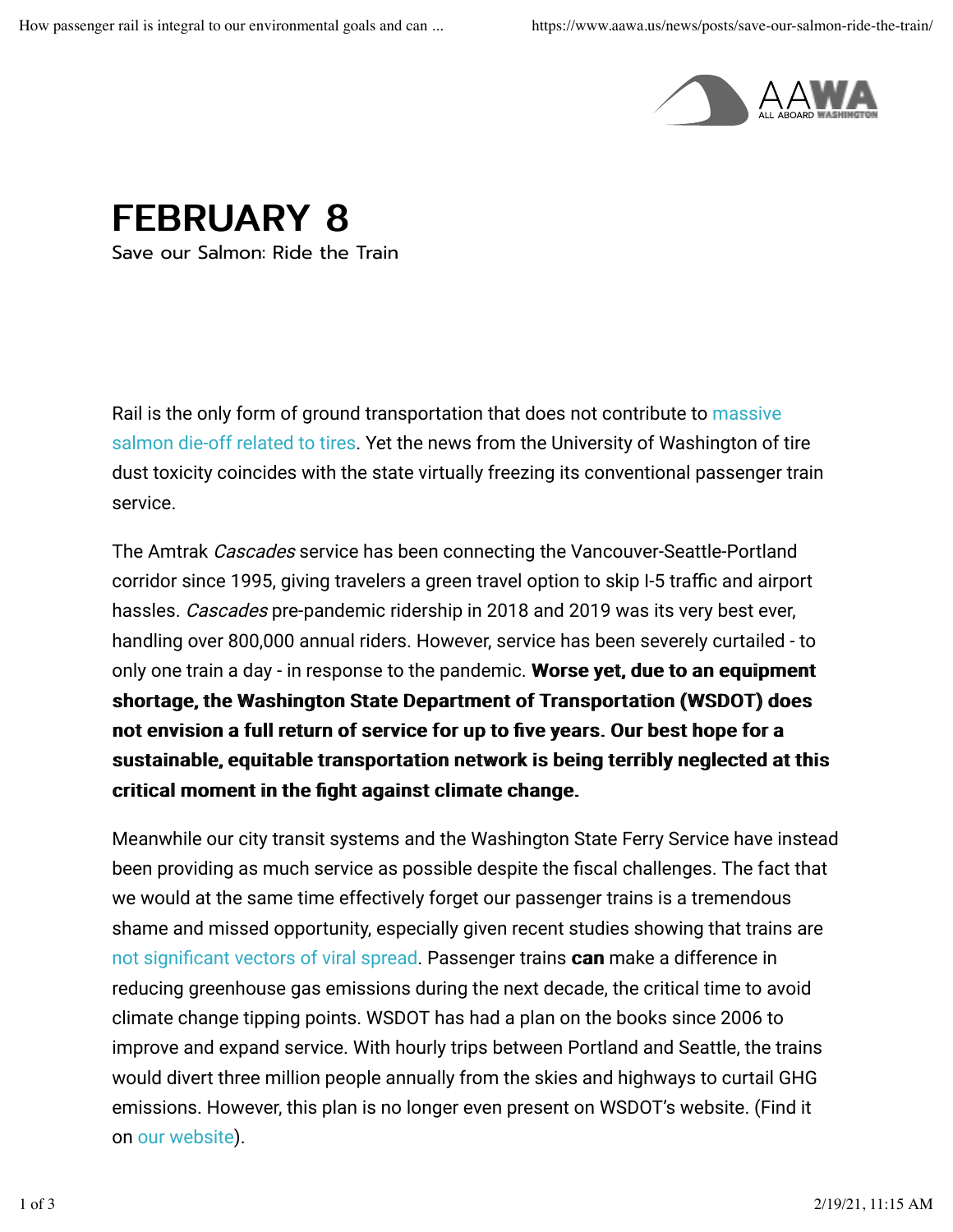# FEBRUARY 8

Save our Salmon: Ride the Train

Rail is the only form of ground transportation that does not contribute to massive salmon die-off related to tires. Yet the news from the University of Washington of tire dust toxicity coincides with the state virtually freezing its conventional passenger train service.

The Amtrak *Cascades* service has been connecting the Vancouver-Seattle-Portland corridor since 1995, giving travelers a green travel option to skip I-5 traffic and airport hassles. *Cascades* pre-pandemic ridership in 2018 and 2019 was its very best ever, handling over 800,000 annual riders. However, service has been severely curtailed - to only one train a day - in response to the pandemic. **Worse yet, due to an equipment shortage, the Washington State Department of Transportation (WSDOT) does not envision a full return of service for up to five years. Our best hope for a sustainable, equitable transportation network is being terribly neglected at this critical moment in the fight against climate change.**

Meanwhile our city transit systems and the Washington State Ferry Service have instead been providing as much service as possible despite the fiscal challenges. The fact that we would at the same time effectively forget our passenger trains is a tremendous shame and missed opportunity, especially given recent studies showing that trains are not significant vectors of viral spread. Passenger trains **can** make a difference in reducing greenhouse gas emissions during the next decade, the critical time to avoid climate change tipping points. WSDOT has had a plan on the books since 2006 to improve and expand service. With hourly trips between Portland and Seattle, the trains would divert three million people annually from the skies and highways to curtail GHG emissions. However, this plan is no longer even present on WSDOT's website. (Find it on our website).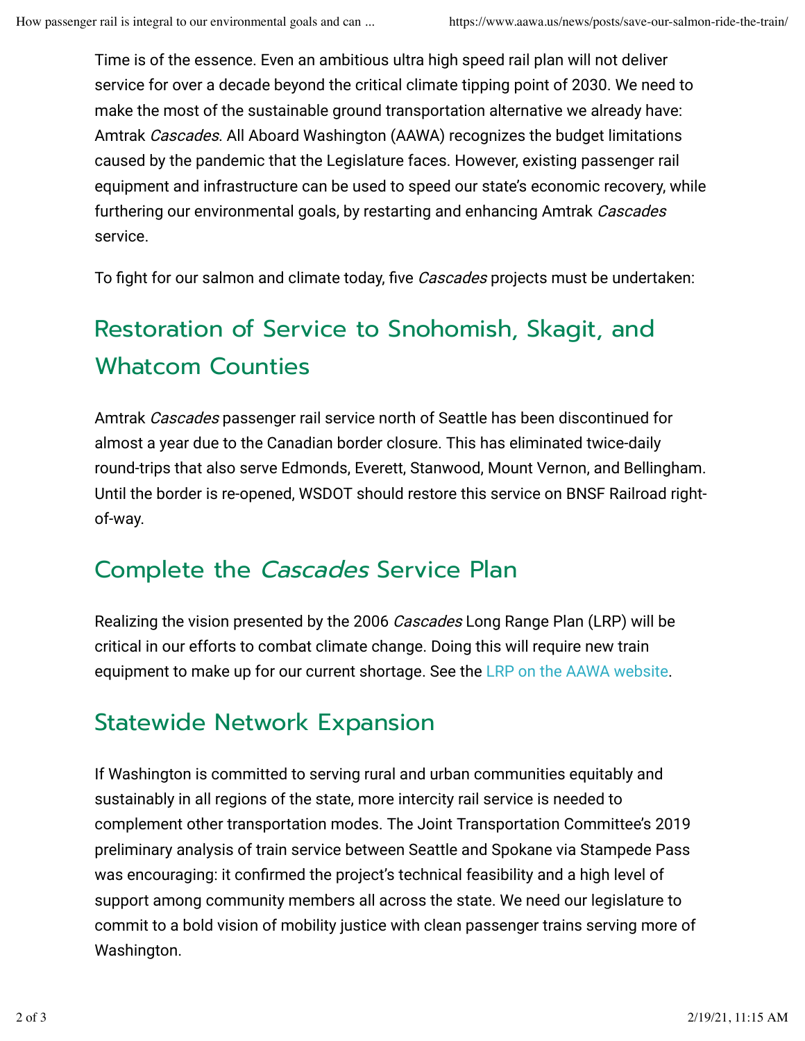Time is of the essence. Even an ambitious ultra high speed rail plan will not deliver service for over a decade beyond the critical climate tipping point of 2030. We need to make the most of the sustainable ground transportation alternative we already have: Amtrak *Cascades*. All Aboard Washington (AAWA) recognizes the budget limitations caused by the pandemic that the Legislature faces. However, existing passenger rail equipment and infrastructure can be used to speed our state's economic recovery, while furthering our environmental goals, by restarting and enhancing Amtrak *Cascades* service.

To fight for our salmon and climate today, five *Cascades* projects must be undertaken:

## Restoration of Service to Snohomish, Skagit, and Whatcom Counties

Amtrak *Cascades* passenger rail service north of Seattle has been discontinued for almost a year due to the Canadian border closure. This has eliminated twice-daily round-trips that also serve Edmonds, Everett, Stanwood, Mount Vernon, and Bellingham. Until the border is re-opened, WSDOT should restore this service on BNSF Railroad right-of-way.

## Complete the *Cascades* Service Plan

Realizing the vision presented by the 2006 *Cascades* Long Range Plan (LRP) will be critical in our efforts to combat climate change. Doing this will require new train equipment to make up for our current shortage. See the LRP on the AAWA website.

## Statewide Network Expansion

If Washington is committed to serving rural and urban communities equitably and sustainably in all regions of the state, more intercity rail service is needed to complement other transportation modes. The Joint Transportation Committee's 2019 preliminary analysis of train service between Seattle and Spokane via Stampede Pass was encouraging: it confirmed the project's technical feasibility and a high level of support among community members all across the state. We need our legislature to commit to a bold vision of mobility justice with clean passenger trains serving more of Washington.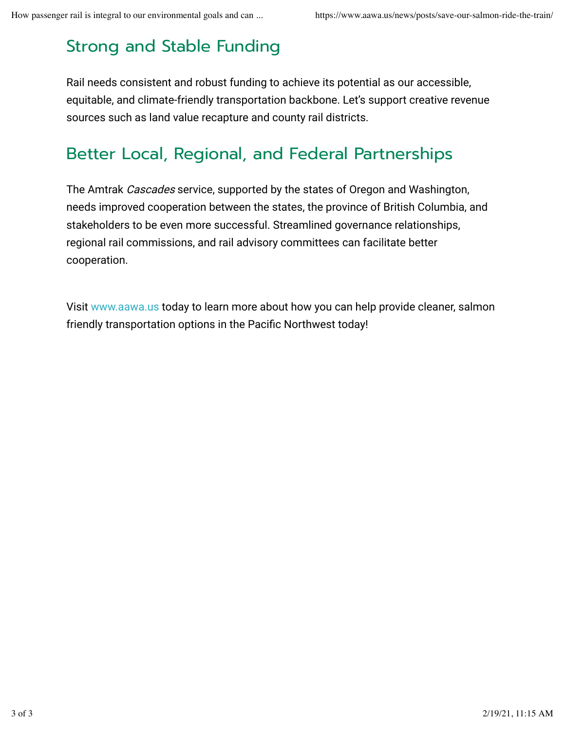## Strong and Stable Funding

Rail needs consistent and robust funding to achieve its potential as our accessible, equitable, and climate-friendly transportation backbone. Let's support creative revenue sources such as land value recapture and county rail districts.

## Better Local, Regional, and Federal Partnerships

The Amtrak *Cascades* service, supported by the states of Oregon and Washington, needs improved cooperation between the states, the province of British Columbia, and stakeholders to be even more successful. Streamlined governance relationships, regional rail commissions, and rail advisory committees can facilitate better cooperation.

Visit www.aawa.us today to learn more about how you can help provide cleaner, salmon friendly transportation options in the Pacific Northwest today!